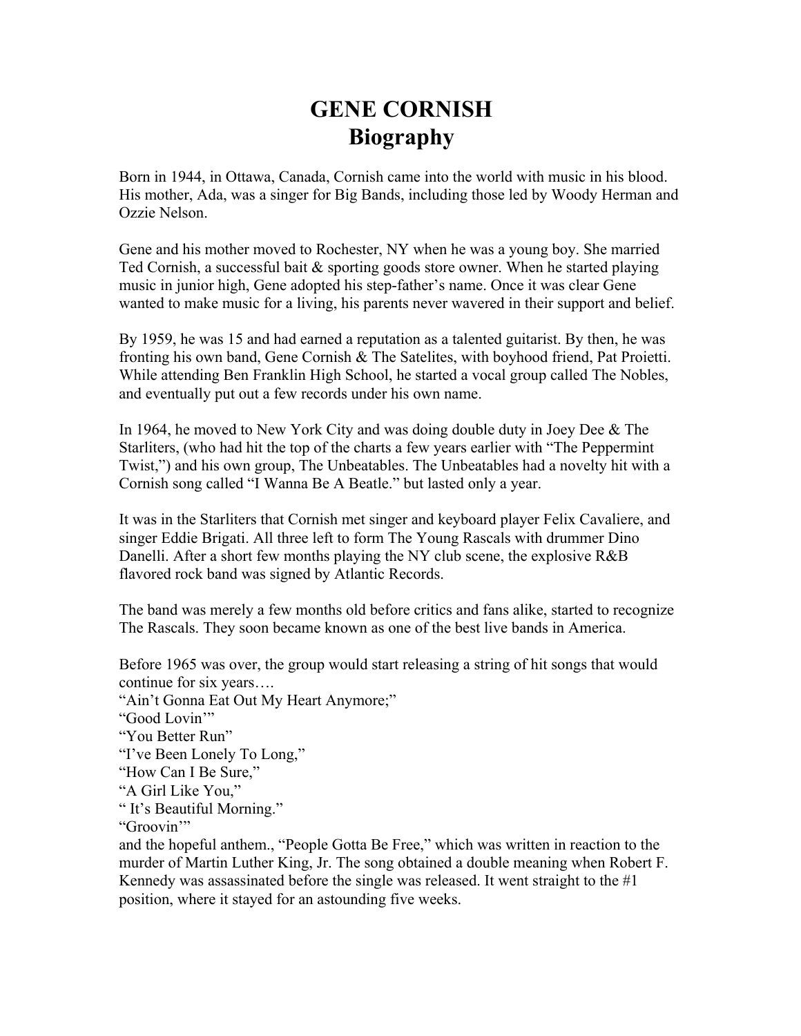# GENE CORNISH
# Biography

Born in 1944, in Ottawa, Canada, Cornish came into the world with music in his blood. His mother, Ada, was a singer for Big Bands, including those led by Woody Herman and Ozzie Nelson.

Gene and his mother moved to Rochester, NY when he was a young boy. She married Ted Cornish, a successful bait & sporting goods store owner. When he started playing music in junior high, Gene adopted his step-father's name. Once it was clear Gene wanted to make music for a living, his parents never wavered in their support and belief.

By 1959, he was 15 and had earned a reputation as a talented guitarist. By then, he was fronting his own band, Gene Cornish & The Satelites, with boyhood friend, Pat Proietti. While attending Ben Franklin High School, he started a vocal group called The Nobles, and eventually put out a few records under his own name.

In 1964, he moved to New York City and was doing double duty in Joey Dee & The Starliters, (who had hit the top of the charts a few years earlier with "The Peppermint Twist,") and his own group, The Unbeatables. The Unbeatables had a novelty hit with a Cornish song called "I Wanna Be A Beatle." but lasted only a year.

It was in the Starliters that Cornish met singer and keyboard player Felix Cavaliere, and singer Eddie Brigati. All three left to form The Young Rascals with drummer Dino Danelli. After a short few months playing the NY club scene, the explosive R&B flavored rock band was signed by Atlantic Records.

The band was merely a few months old before critics and fans alike, started to recognize The Rascals. They soon became known as one of the best live bands in America.

Before 1965 was over, the group would start releasing a string of hit songs that would continue for six years….
"Ain't Gonna Eat Out My Heart Anymore;"
"Good Lovin'"
"You Better Run"
"I've Been Lonely To Long,"
"How Can I Be Sure,"
"A Girl Like You,"
" It's Beautiful Morning."
"Groovin'"
and the hopeful anthem., "People Gotta Be Free," which was written in reaction to the murder of Martin Luther King, Jr. The song obtained a double meaning when Robert F. Kennedy was assassinated before the single was released. It went straight to the #1 position, where it stayed for an astounding five weeks.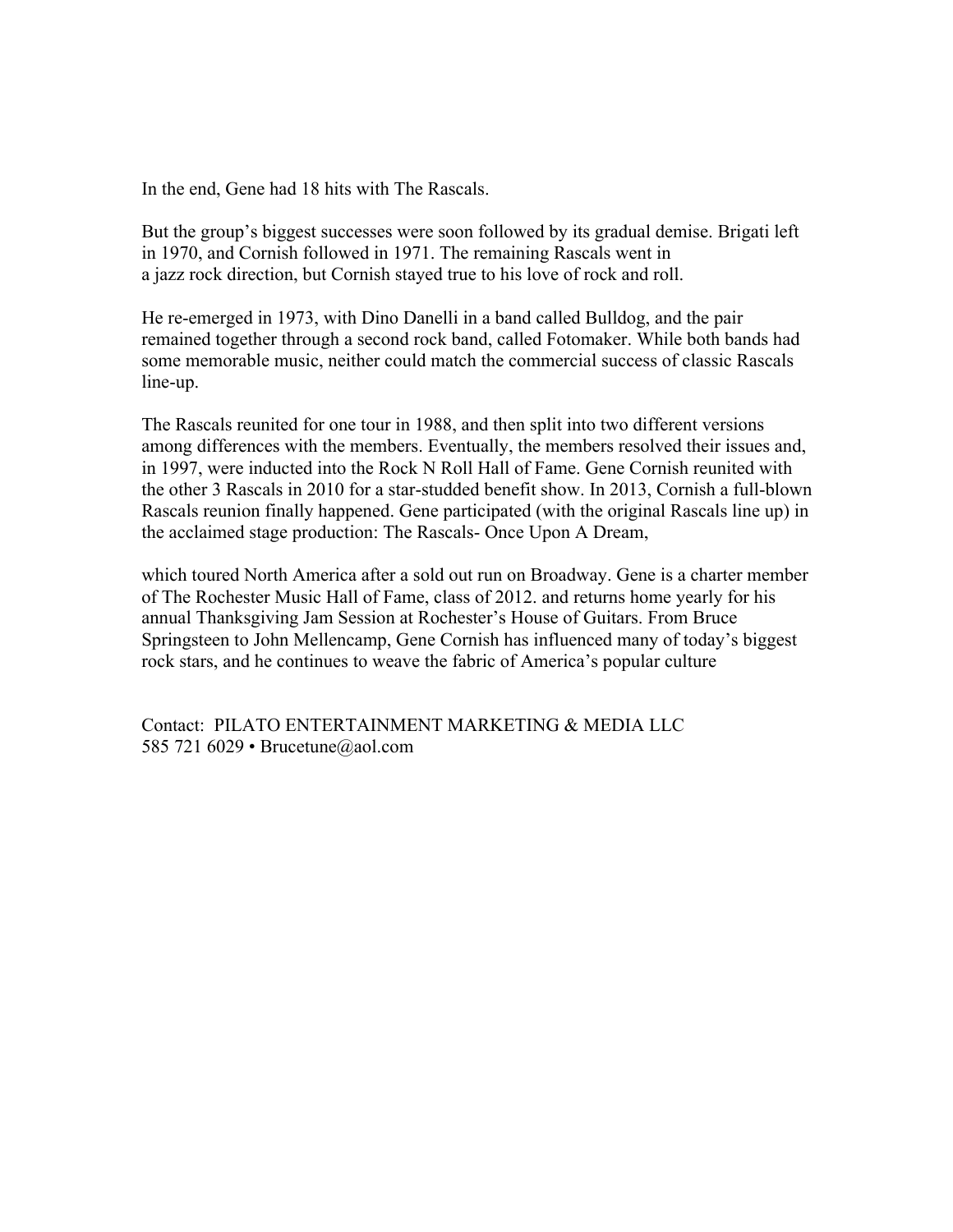In the end, Gene had 18 hits with The Rascals.

But the group's biggest successes were soon followed by its gradual demise. Brigati left in 1970, and Cornish followed in 1971. The remaining Rascals went in a jazz rock direction, but Cornish stayed true to his love of rock and roll.

He re-emerged in 1973, with Dino Danelli in a band called Bulldog, and the pair remained together through a second rock band, called Fotomaker. While both bands had some memorable music, neither could match the commercial success of classic Rascals line-up.

The Rascals reunited for one tour in 1988, and then split into two different versions among differences with the members. Eventually, the members resolved their issues and, in 1997, were inducted into the Rock N Roll Hall of Fame. Gene Cornish reunited with the other 3 Rascals in 2010 for a star-studded benefit show. In 2013, Cornish a full-blown Rascals reunion finally happened. Gene participated (with the original Rascals line up) in the acclaimed stage production: The Rascals- Once Upon A Dream,

which toured North America after a sold out run on Broadway. Gene is a charter member of The Rochester Music Hall of Fame, class of 2012. and returns home yearly for his annual Thanksgiving Jam Session at Rochester's House of Guitars. From Bruce Springsteen to John Mellencamp, Gene Cornish has influenced many of today's biggest rock stars, and he continues to weave the fabric of America's popular culture

Contact: PILATO ENTERTAINMENT MARKETING & MEDIA LLC
585 721 6029 • Brucetune@aol.com